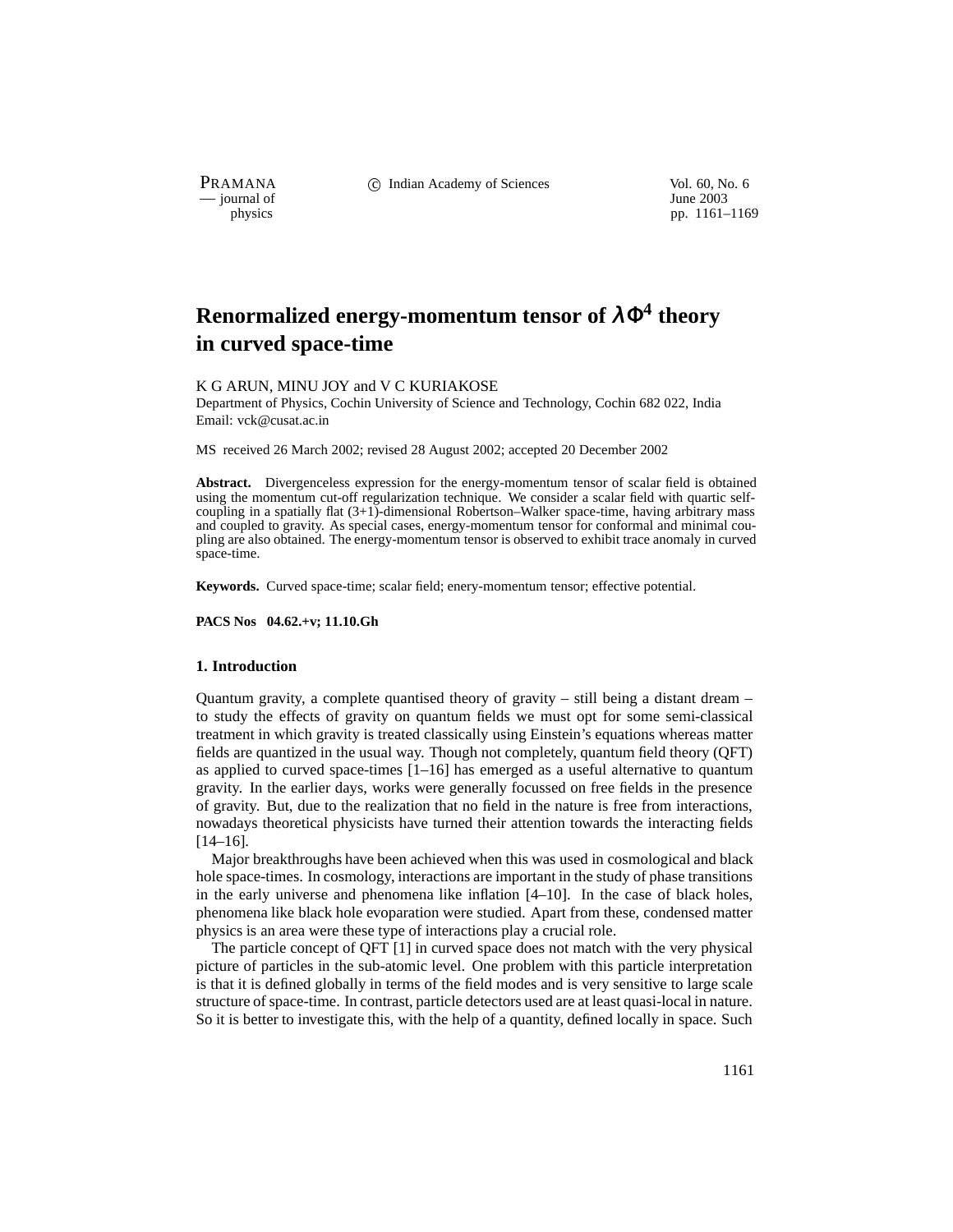# Renormalized energy-momentum tensor of $\lambda\Phi^4$ theory in curved space-time

K G ARUN, MINU JOY and V C KURIAKOSE

Department of Physics, Cochin University of Science and Technology, Cochin 682 022, India

Email: vck@cusat.ac.in

MS received 26 March 2002; revised 28 August 2002; accepted 20 December 2002

**Abstract.** Divergenceless expression for the energy-momentum tensor of scalar field is obtained using the momentum cut-off regularization technique. We consider a scalar field with quartic self-coupling in a spatially flat (3+1)-dimensional Robertson–Walker space-time, having arbitrary mass and coupled to gravity. As special cases, energy-momentum tensor for conformal and minimal coupling are also obtained. The energy-momentum tensor is observed to exhibit trace anomaly in curved space-time.

**Keywords.** Curved space-time; scalar field; enery-momentum tensor; effective potential.

**PACS Nos 04.62.+v; 11.10.Gh**

## 1. Introduction

Quantum gravity, a complete quantised theory of gravity – still being a distant dream – to study the effects of gravity on quantum fields we must opt for some semi-classical treatment in which gravity is treated classically using Einstein's equations whereas matter fields are quantized in the usual way. Though not completely, quantum field theory (QFT) as applied to curved space-times [1–16] has emerged as a useful alternative to quantum gravity. In the earlier days, works were generally focussed on free fields in the presence of gravity. But, due to the realization that no field in the nature is free from interactions, nowadays theoretical physicists have turned their attention towards the interacting fields [14–16].

Major breakthroughs have been achieved when this was used in cosmological and black hole space-times. In cosmology, interactions are important in the study of phase transitions in the early universe and phenomena like inflation [4–10]. In the case of black holes, phenomena like black hole evoparation were studied. Apart from these, condensed matter physics is an area were these type of interactions play a crucial role.

The particle concept of QFT [1] in curved space does not match with the very physical picture of particles in the sub-atomic level. One problem with this particle interpretation is that it is defined globally in terms of the field modes and is very sensitive to large scale structure of space-time. In contrast, particle detectors used are at least quasi-local in nature. So it is better to investigate this, with the help of a quantity, defined locally in space. Such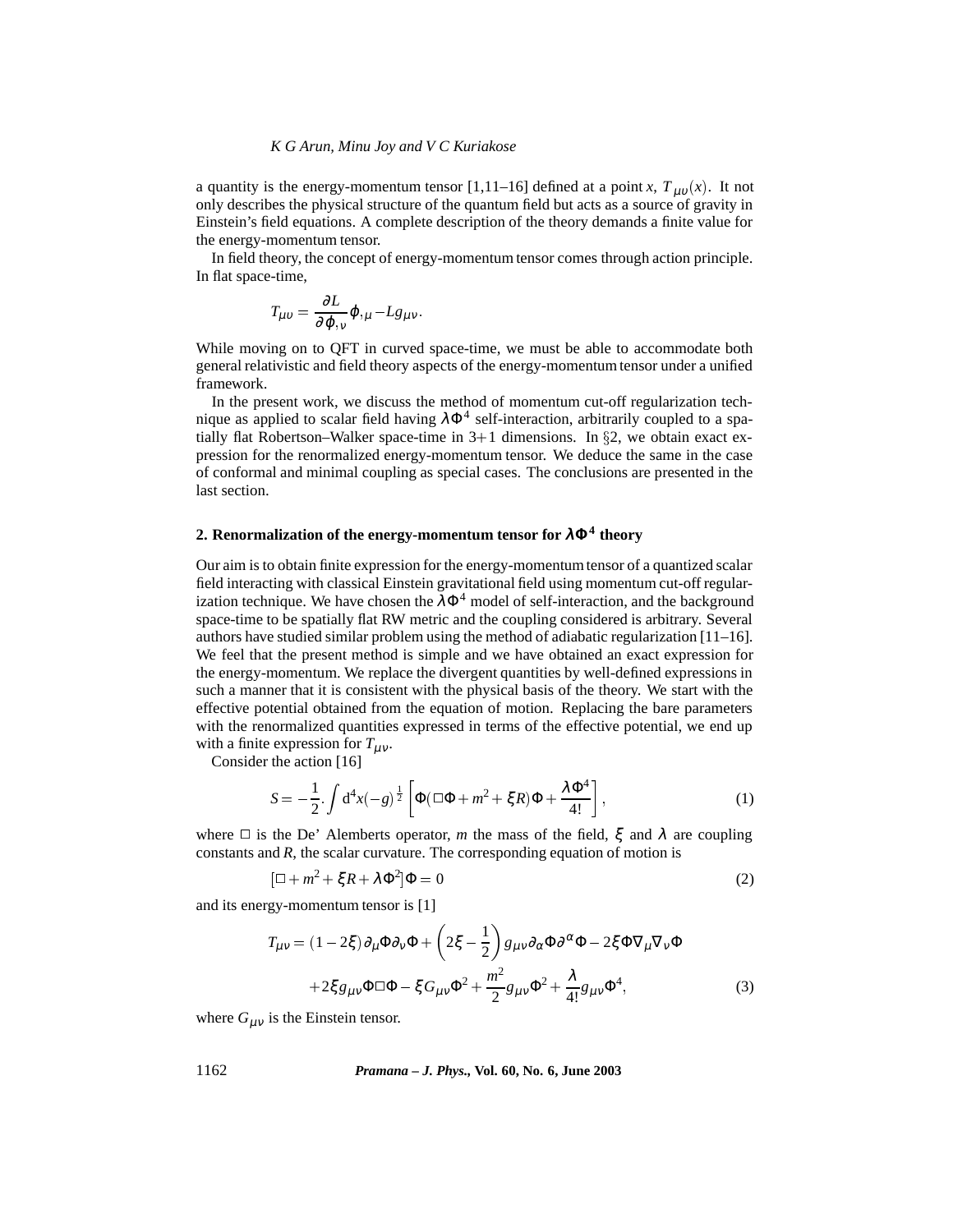a quantity is the energy-momentum tensor [1,11–16] defined at a point $x$, $T_{\mu\upsilon}(x)$. It not only describes the physical structure of the quantum field but acts as a source of gravity in Einstein's field equations. A complete description of the theory demands a finite value for the energy-momentum tensor.

In field theory, the concept of energy-momentum tensor comes through action principle. In flat space-time,

$$T_{\mu\upsilon} = \frac{\partial L}{\partial \phi_{,\upsilon}} \phi_{,\mu} - L g_{\mu\upsilon}.$$

While moving on to QFT in curved space-time, we must be able to accommodate both general relativistic and field theory aspects of the energy-momentum tensor under a unified framework.

In the present work, we discuss the method of momentum cut-off regularization technique as applied to scalar field having $\lambda\Phi^4$ self-interaction, arbitrarily coupled to a spatially flat Robertson–Walker space-time in 3+1 dimensions. In §2, we obtain exact expression for the renormalized energy-momentum tensor. We deduce the same in the case of conformal and minimal coupling as special cases. The conclusions are presented in the last section.

## 2. Renormalization of the energy-momentum tensor for $\lambda\Phi^4$ theory

Our aim is to obtain finite expression for the energy-momentum tensor of a quantized scalar field interacting with classical Einstein gravitational field using momentum cut-off regularization technique. We have chosen the $\lambda\Phi^4$ model of self-interaction, and the background space-time to be spatially flat RW metric and the coupling considered is arbitrary. Several authors have studied similar problem using the method of adiabatic regularization [11–16]. We feel that the present method is simple and we have obtained an exact expression for the energy-momentum. We replace the divergent quantities by well-defined expressions in such a manner that it is consistent with the physical basis of the theory. We start with the effective potential obtained from the equation of motion. Replacing the bare parameters with the renormalized quantities expressed in terms of the effective potential, we end up with a finite expression for $T_{\mu\nu}$.

Consider the action [16]

$$S = -\frac{1}{2} \cdot \int \mathrm{d}^4x (-g)^{\frac{1}{2}} \left[ \Phi(\Box\Phi + m^2 + \xi R)\Phi + \frac{\lambda\Phi^4}{4!} \right], \tag{1}$$

where $\Box$ is the De' Alemberts operator, $m$ the mass of the field, $\xi$ and $\lambda$ are coupling constants and $R$, the scalar curvature. The corresponding equation of motion is

$$[\Box + m^2 + \xi R + \lambda\Phi^2]\Phi = 0 \tag{2}$$

and its energy-momentum tensor is [1]

$$\begin{aligned} T_{\mu\nu} = {} & (1-2\xi)\,\partial_\mu\Phi\partial_\nu\Phi + \left(2\xi - \frac{1}{2}\right) g_{\mu\nu}\partial_\alpha\Phi\partial^\alpha\Phi - 2\xi\Phi\nabla_\mu\nabla_\nu\Phi \\ & + 2\xi g_{\mu\nu}\Phi\Box\Phi - \xi G_{\mu\nu}\Phi^2 + \frac{m^2}{2} g_{\mu\nu}\Phi^2 + \frac{\lambda}{4!} g_{\mu\nu}\Phi^4, \end{aligned} \tag{3}$$

where $G_{\mu\nu}$ is the Einstein tensor.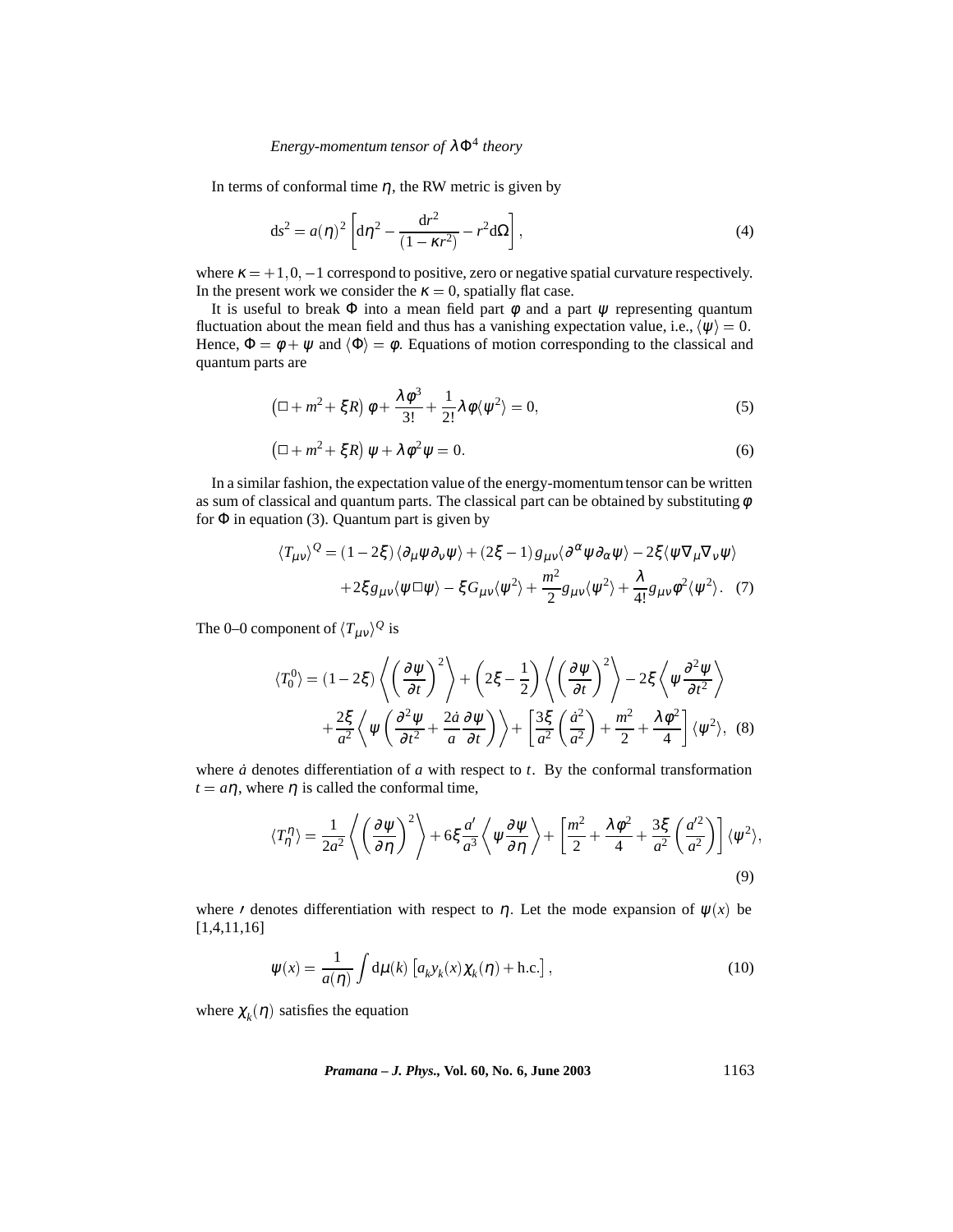In terms of conformal time $\eta$, the RW metric is given by

$$\mathrm{d}s^2 = a(\eta)^2 \left[ \mathrm{d}\eta^2 - \frac{\mathrm{d}r^2}{(1-\kappa r^2)} - r^2 \mathrm{d}\Omega \right], \tag{4}$$

where $\kappa = +1, 0, -1$ correspond to positive, zero or negative spatial curvature respectively. In the present work we consider the $\kappa = 0$, spatially flat case.

It is useful to break $\Phi$ into a mean field part $\phi$ and a part $\psi$ representing quantum fluctuation about the mean field and thus has a vanishing expectation value, i.e., $\langle \psi \rangle = 0$. Hence, $\Phi = \phi + \psi$ and $\langle \Phi \rangle = \phi$. Equations of motion corresponding to the classical and quantum parts are

$$\left(\Box + m^2 + \xi R\right) \phi + \frac{\lambda \phi^3}{3!} + \frac{1}{2!} \lambda \phi \langle \psi^2 \rangle = 0, \tag{5}$$

$$\left(\Box + m^2 + \xi R\right) \psi + \lambda \phi^2 \psi = 0. \tag{6}$$

In a similar fashion, the expectation value of the energy-momentum tensor can be written as sum of classical and quantum parts. The classical part can be obtained by substituting $\phi$ for $\Phi$ in equation (3). Quantum part is given by

$$\begin{aligned} \langle T_{\mu\nu} \rangle^Q = {} & (1-2\xi) \langle \partial_\mu \psi \partial_\nu \psi \rangle + (2\xi - 1) g_{\mu\nu} \langle \partial^\alpha \psi \partial_\alpha \psi \rangle - 2\xi \langle \psi \nabla_\mu \nabla_\nu \psi \rangle \\ & + 2\xi g_{\mu\nu} \langle \psi \Box \psi \rangle - \xi G_{\mu\nu} \langle \psi^2 \rangle + \frac{m^2}{2} g_{\mu\nu} \langle \psi^2 \rangle + \frac{\lambda}{4!} g_{\mu\nu} \phi^2 \langle \psi^2 \rangle. \end{aligned} \tag{7}$$

The 0–0 component of $\langle T_{\mu\nu} \rangle^Q$ is

$$\begin{aligned} \langle T^0_0 \rangle = {} & (1-2\xi) \left\langle \left( \frac{\partial \psi}{\partial t} \right)^2 \right\rangle + \left( 2\xi - \frac{1}{2} \right) \left\langle \left( \frac{\partial \psi}{\partial t} \right)^2 \right\rangle - 2\xi \left\langle \psi \frac{\partial^2 \psi}{\partial t^2} \right\rangle \\ & + \frac{2\xi}{a^2} \left\langle \psi \left( \frac{\partial^2 \psi}{\partial t^2} + \frac{2\dot{a}}{a} \frac{\partial \psi}{\partial t} \right) \right\rangle + \left[ \frac{3\xi}{a^2} \left( \frac{\dot{a}^2}{a^2} \right) + \frac{m^2}{2} + \frac{\lambda \phi^2}{4} \right] \langle \psi^2 \rangle, \end{aligned} \tag{8}$$

where $\dot{a}$ denotes differentiation of $a$ with respect to $t$. By the conformal transformation $t = a\eta$, where $\eta$ is called the conformal time,

$$\langle T^\eta_\eta \rangle = \frac{1}{2a^2} \left\langle \left( \frac{\partial \psi}{\partial \eta} \right)^2 \right\rangle + 6\xi \frac{a'}{a^3} \left\langle \psi \frac{\partial \psi}{\partial \eta} \right\rangle + \left[ \frac{m^2}{2} + \frac{\lambda \phi^2}{4} + \frac{3\xi}{a^2} \left( \frac{a'^2}{a^2} \right) \right] \langle \psi^2 \rangle, \tag{9}$$

where $'$ denotes differentiation with respect to $\eta$. Let the mode expansion of $\psi(x)$ be [1,4,11,16]

$$\psi(x) = \frac{1}{a(\eta)} \int \mathrm{d}\mu(k) \left[ a_k y_k(x) \chi_k(\eta) + \mathrm{h.c.} \right], \tag{10}$$

where $\chi_k(\eta)$ satisfies the equation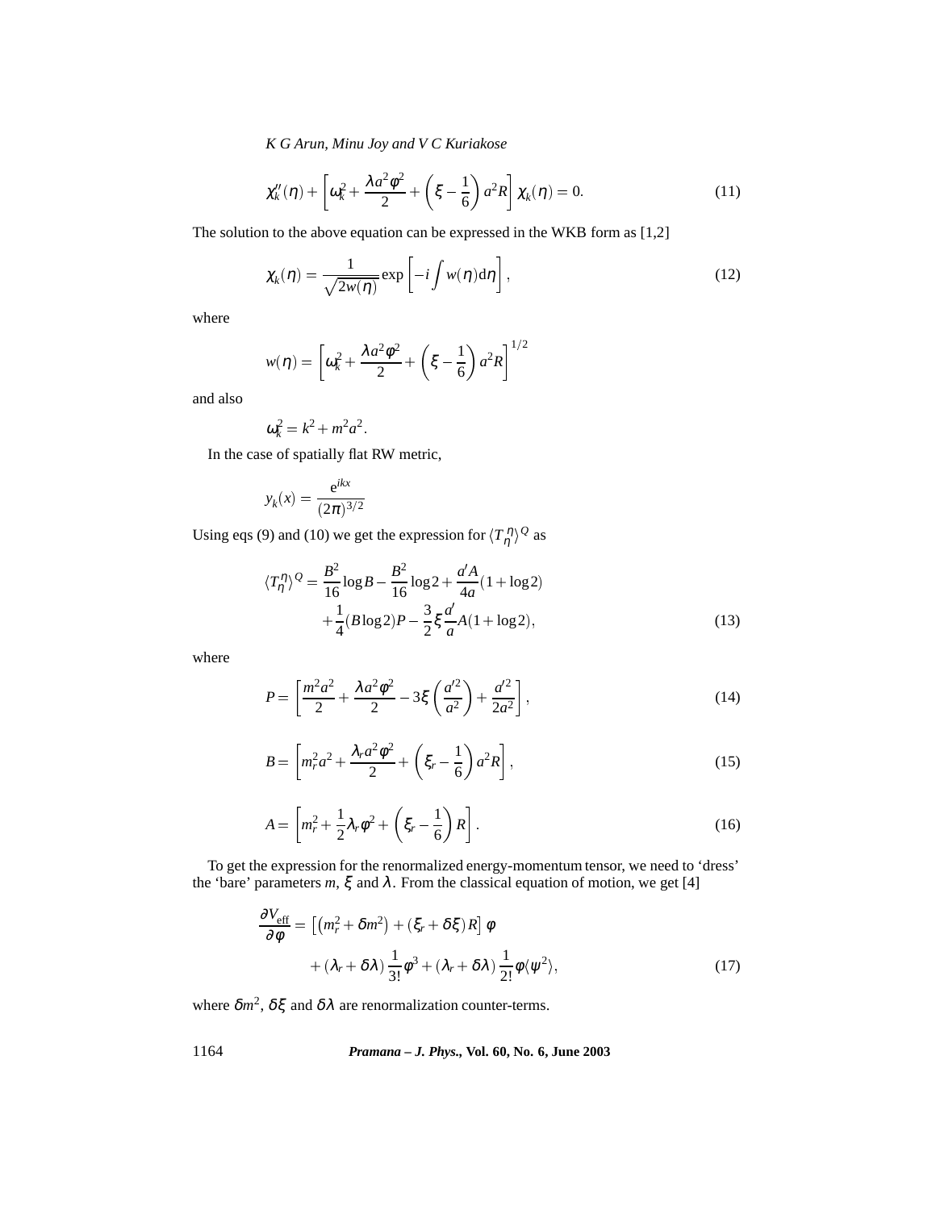$$\chi_k''(\eta) + \left[\omega_k^2 + \frac{\lambda a^2 \varphi^2}{2} + \left(\xi - \frac{1}{6}\right) a^2 R\right] \chi_k(\eta) = 0. \tag{11}$$

The solution to the above equation can be expressed in the WKB form as [1,2]

$$\chi_k(\eta) = \frac{1}{\sqrt{2w(\eta)}} \exp\left[-i \int w(\eta) \mathrm{d}\eta\right], \tag{12}$$

where

$$w(\eta) = \left[\omega_k^2 + \frac{\lambda a^2 \varphi^2}{2} + \left(\xi - \frac{1}{6}\right) a^2 R\right]^{1/2}$$

and also

$$\omega_k^2 = k^2 + m^2 a^2.$$

In the case of spatially flat RW metric,

$$y_k(x) = \frac{\mathrm{e}^{ikx}}{(2\pi)^{3/2}}$$

Using eqs (9) and (10) we get the expression for $\langle T_\eta^\eta \rangle^Q$ as

$$\begin{aligned}
\langle T_\eta^\eta \rangle^Q = {} & \frac{B^2}{16} \log B - \frac{B^2}{16} \log 2 + \frac{a' A}{4a}(1 + \log 2) \\
& + \frac{1}{4}(B \log 2) P - \frac{3}{2} \xi \frac{a'}{a} A (1 + \log 2),
\end{aligned} \tag{13}$$

where

$$P = \left[\frac{m^2 a^2}{2} + \frac{\lambda a^2 \varphi^2}{2} - 3\xi \left(\frac{a'^2}{a^2}\right) + \frac{a'^2}{2a^2}\right], \tag{14}$$

$$B = \left[m_r^2 a^2 + \frac{\lambda_r a^2 \varphi^2}{2} + \left(\xi_r - \frac{1}{6}\right) a^2 R\right], \tag{15}$$

$$A = \left[m_r^2 + \frac{1}{2} \lambda_r \varphi^2 + \left(\xi_r - \frac{1}{6}\right) R\right]. \tag{16}$$

To get the expression for the renormalized energy-momentum tensor, we need to 'dress' the 'bare' parameters $m$, $\xi$ and $\lambda$. From the classical equation of motion, we get [4]

$$\begin{aligned}
\frac{\partial V_{\text{eff}}}{\partial \varphi} = {} & \left[\left(m_r^2 + \delta m^2\right) + (\xi_r + \delta\xi) R\right] \varphi \\
& + (\lambda_r + \delta\lambda) \frac{1}{3!} \varphi^3 + (\lambda_r + \delta\lambda) \frac{1}{2!} \varphi \langle \psi^2 \rangle,
\end{aligned} \tag{17}$$

where $\delta m^2$, $\delta\xi$ and $\delta\lambda$ are renormalization counter-terms.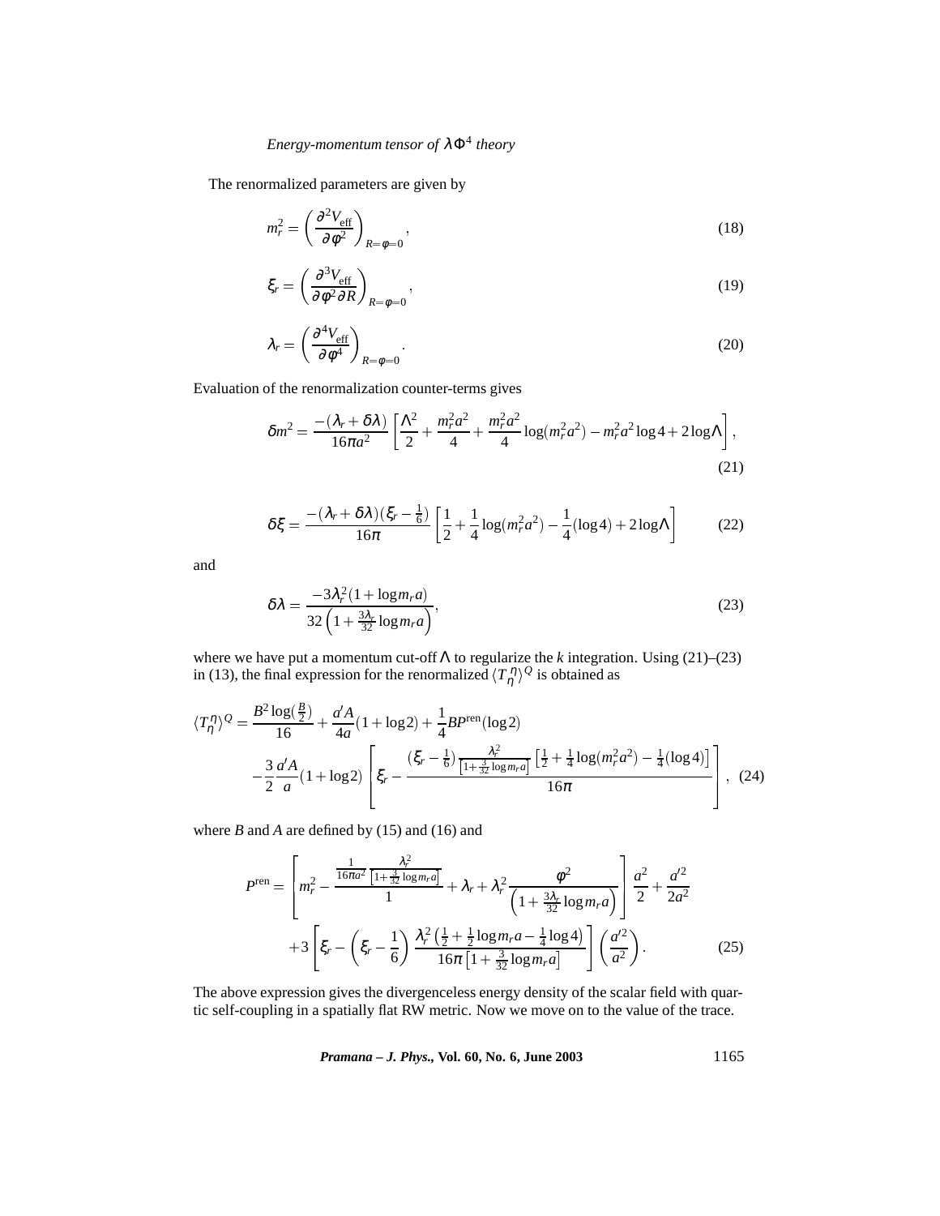The renormalized parameters are given by

$$m_r^2 = \left(\frac{\partial^2 V_{\text{eff}}}{\partial \phi^2}\right)_{R=\phi=0}, \tag{18}$$

$$\xi_r = \left(\frac{\partial^3 V_{\text{eff}}}{\partial \phi^2 \partial R}\right)_{R=\phi=0}, \tag{19}$$

$$\lambda_r = \left(\frac{\partial^4 V_{\text{eff}}}{\partial \phi^4}\right)_{R=\phi=0}. \tag{20}$$

Evaluation of the renormalization counter-terms gives

$$\delta m^2 = \frac{-(\lambda_r + \delta\lambda)}{16\pi a^2}\left[\frac{\Lambda^2}{2} + \frac{m_r^2 a^2}{4} + \frac{m_r^2 a^2}{4}\log(m_r^2 a^2) - m_r^2 a^2 \log 4 + 2\log\Lambda\right], \tag{21}$$

$$\delta\xi = \frac{-(\lambda_r + \delta\lambda)(\xi_r - \frac{1}{6})}{16\pi}\left[\frac{1}{2} + \frac{1}{4}\log(m_r^2 a^2) - \frac{1}{4}(\log 4) + 2\log\Lambda\right] \tag{22}$$

and

$$\delta\lambda = \frac{-3\lambda_r^2(1 + \log m_r a)}{32\left(1 + \frac{3\lambda_r}{32}\log m_r a\right)}, \tag{23}$$

where we have put a momentum cut-off $\Lambda$ to regularize the $k$ integration. Using (21)–(23) in (13), the final expression for the renormalized $\langle T_\eta^\eta \rangle^Q$ is obtained as

$$\begin{aligned}
\langle T_\eta^\eta \rangle^Q = {} & \frac{B^2 \log(\frac{B}{2})}{16} + \frac{a' A}{4a}(1 + \log 2) + \frac{1}{4} B P^{\text{ren}}(\log 2) \\
& - \frac{3}{2}\frac{a' A}{a}(1 + \log 2)\left[\xi_r - \frac{(\xi_r - \frac{1}{6})\frac{\lambda_r^2}{\left[1 + \frac{3}{32}\log m_r a\right]}\left[\frac{1}{2} + \frac{1}{4}\log(m_r^2 a^2) - \frac{1}{4}(\log 4)\right]}{16\pi}\right],
\end{aligned} \tag{24}$$

where $B$ and $A$ are defined by (15) and (16) and

$$\begin{aligned}
P^{\text{ren}} = {} & \left[m_r^2 - \frac{\frac{1}{16\pi a^2}\frac{\lambda_r^2}{\left[1 + \frac{3}{32}\log m_r a\right]}}{1} + \lambda_r + \lambda_r^2 \frac{\phi^2}{\left(1 + \frac{3\lambda_r}{32}\log m_r a\right)}\right]\frac{a^2}{2} + \frac{a'^2}{2a^2} \\
& + 3\left[\xi_r - \left(\xi_r - \frac{1}{6}\right)\frac{\lambda_r^2\left(\frac{1}{2} + \frac{1}{2}\log m_r a - \frac{1}{4}\log 4\right)}{16\pi\left[1 + \frac{3}{32}\log m_r a\right]}\right]\left(\frac{a'^2}{a^2}\right).
\end{aligned} \tag{25}$$

The above expression gives the divergenceless energy density of the scalar field with quartic self-coupling in a spatially flat RW metric. Now we move on to the value of the trace.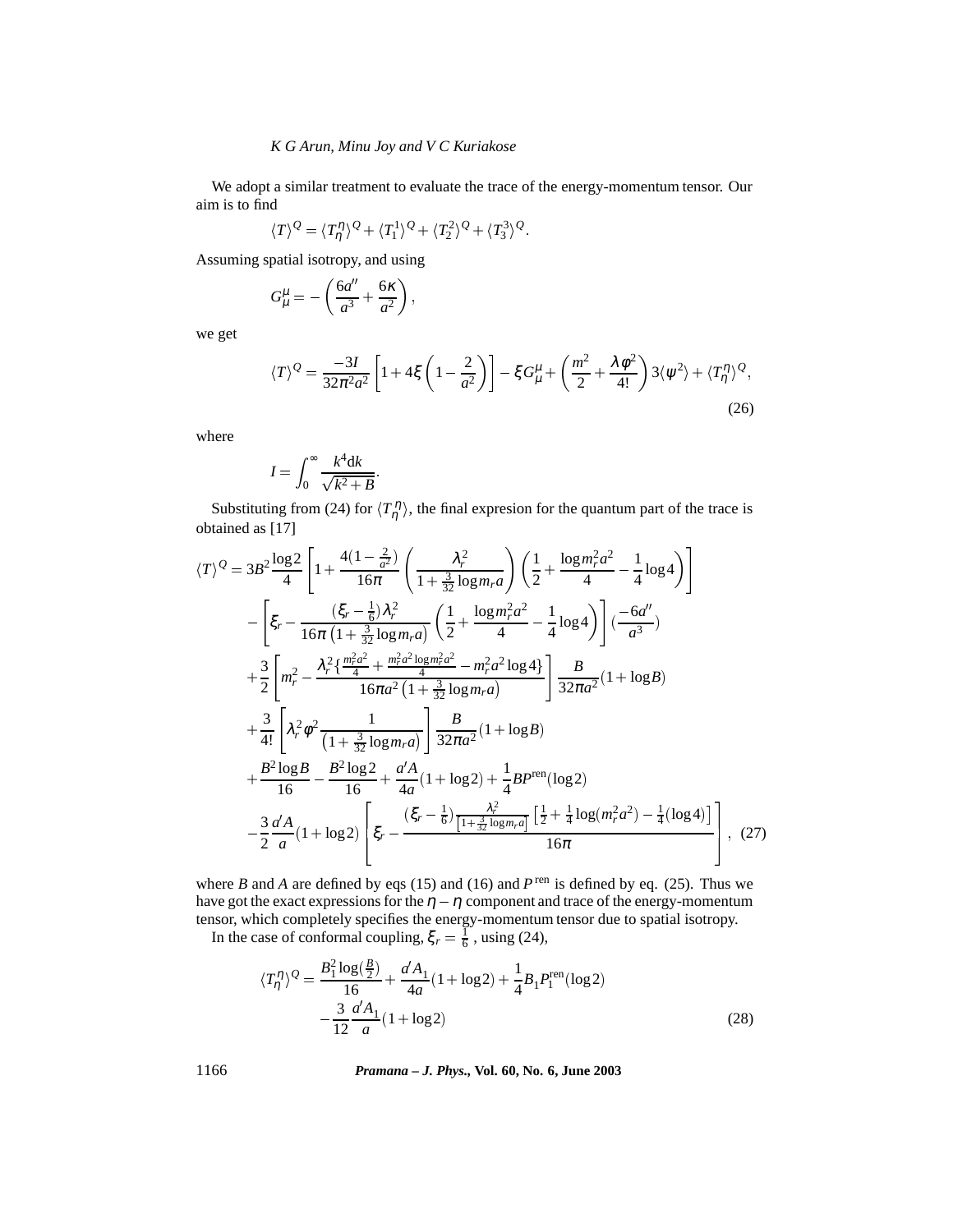We adopt a similar treatment to evaluate the trace of the energy-momentum tensor. Our aim is to find

$$\langle T\rangle^Q = \langle T^\eta_\eta\rangle^Q + \langle T^1_1\rangle^Q + \langle T^2_2\rangle^Q + \langle T^3_3\rangle^Q.$$

Assuming spatial isotropy, and using

$$G^\mu_\mu = -\left(\frac{6a''}{a^3} + \frac{6\kappa}{a^2}\right),$$

we get

$$\langle T\rangle^Q = \frac{-3I}{32\pi^2 a^2}\left[1 + 4\xi\left(1 - \frac{2}{a^2}\right)\right] - \xi G^\mu_\mu + \left(\frac{m^2}{2} + \frac{\lambda\phi^2}{4!}\right)3\langle\psi^2\rangle + \langle T^\eta_\eta\rangle^Q, \tag{26}$$

where

$$I = \int_0^\infty \frac{k^4 \mathrm{d}k}{\sqrt{k^2 + B}}.$$

Substituting from (24) for $\langle T^\eta_\eta\rangle$, the final expresion for the quantum part of the trace is obtained as [17]

$$\begin{aligned}
\langle T\rangle^Q = {} & 3B^2\frac{\log 2}{4}\left[1 + \frac{4(1-\frac{2}{a^2})}{16\pi}\left(\frac{\lambda_r^2}{1+\frac{3}{32}\log m_r a}\right)\left(\frac{1}{2} + \frac{\log m_r^2 a^2}{4} - \frac{1}{4}\log 4\right)\right] \\
& - \left[\xi_r - \frac{(\xi_r - \frac{1}{6})\lambda_r^2}{16\pi\left(1 + \frac{3}{32}\log m_r a\right)}\left(\frac{1}{2} + \frac{\log m_r^2 a^2}{4} - \frac{1}{4}\log 4\right)\right]\left(\frac{-6a''}{a^3}\right) \\
& + \frac{3}{2}\left[m_r^2 - \frac{\lambda_r^2\{\frac{m_r^2 a^2}{4} + \frac{m_r^2 a^2 \log m_r^2 a^2}{4} - m_r^2 a^2 \log 4\}}{16\pi a^2\left(1 + \frac{3}{32}\log m_r a\right)}\right]\frac{B}{32\pi a^2}(1 + \log B) \\
& + \frac{3}{4!}\left[\lambda_r^2\phi^2\frac{1}{\left(1 + \frac{3}{32}\log m_r a\right)}\right]\frac{B}{32\pi a^2}(1 + \log B) \\
& + \frac{B^2\log B}{16} - \frac{B^2\log 2}{16} + \frac{a'A}{4a}(1 + \log 2) + \frac{1}{4}BP^{\mathrm{ren}}(\log 2) \\
& - \frac{3}{2}\frac{a'A}{a}(1 + \log 2)\left[\xi_r - \frac{(\xi_r - \frac{1}{6})\frac{\lambda_r^2}{\left[1 + \frac{3}{32}\log m_r a\right]}\left[\frac{1}{2} + \frac{1}{4}\log(m_r^2 a^2) - \frac{1}{4}(\log 4)\right]}{16\pi}\right],
\end{aligned} \tag{27}$$

where $B$ and $A$ are defined by eqs (15) and (16) and $P^{\mathrm{ren}}$ is defined by eq. (25). Thus we have got the exact expressions for the $\eta - \eta$ component and trace of the energy-momentum tensor, which completely specifies the energy-momentum tensor due to spatial isotropy.

In the case of conformal coupling, $\xi_r = \frac{1}{6}$, using (24),

$$\begin{aligned}
\langle T^\eta_\eta\rangle^Q = {} & \frac{B_1^2\log(\frac{B}{2})}{16} + \frac{a'A_1}{4a}(1 + \log 2) + \frac{1}{4}B_1 P_1^{\mathrm{ren}}(\log 2) \\
& - \frac{3}{12}\frac{a'A_1}{a}(1 + \log 2)
\end{aligned} \tag{28}$$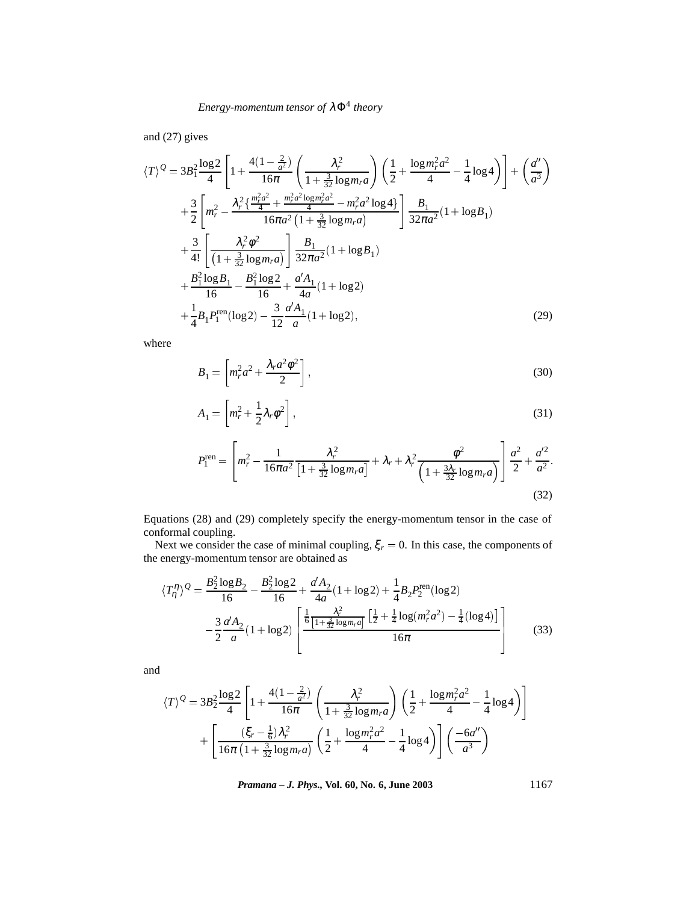and (27) gives

$$
\begin{aligned}
\langle T \rangle^Q = {} & 3B_1^2 \frac{\log 2}{4} \left[ 1 + \frac{4(1-\frac{2}{a^2})}{16\pi} \left( \frac{\lambda_r^2}{1+\frac{3}{32}\log m_r a} \right) \left( \frac{1}{2} + \frac{\log m_r^2 a^2}{4} - \frac{1}{4}\log 4 \right) \right] + \left( \frac{a''}{a^3} \right) \\
& + \frac{3}{2} \left[ m_r^2 - \frac{\lambda_r^2 \{ \frac{m_r^2 a^2}{4} + \frac{m_r^2 a^2 \log m_r^2 a^2}{4} - m_r^2 a^2 \log 4 \}}{16\pi a^2 \left(1+\frac{3}{32}\log m_r a\right)} \right] \frac{B_1}{32\pi a^2}(1+\log B_1) \\
& + \frac{3}{4!} \left[ \frac{\lambda_r^2 \phi^2}{\left(1+\frac{3}{32}\log m_r a\right)} \right] \frac{B_1}{32\pi a^2}(1+\log B_1) \\
& + \frac{B_1^2 \log B_1}{16} - \frac{B_1^2 \log 2}{16} + \frac{a' A_1}{4a}(1+\log 2) \\
& + \frac{1}{4} B_1 P_1^{\mathrm{ren}}(\log 2) - \frac{3}{12}\frac{a' A_1}{a}(1+\log 2),
\end{aligned} \tag{29}
$$

where

$$
B_1 = \left[ m_r^2 a^2 + \frac{\lambda_r a^2 \phi^2}{2} \right], \tag{30}
$$

$$
A_1 = \left[ m_r^2 + \frac{1}{2}\lambda_r \phi^2 \right], \tag{31}
$$

$$
P_1^{\mathrm{ren}} = \left[ m_r^2 - \frac{1}{16\pi a^2} \frac{\lambda_r^2}{\left[1+\frac{3}{32}\log m_r a\right]} + \lambda_r + \lambda_r^2 \frac{\phi^2}{\left(1+\frac{3\lambda_r}{32}\log m_r a\right)} \right] \frac{a^2}{2} + \frac{a'^2}{a^2}. \tag{32}
$$

Equations (28) and (29) completely specify the energy-momentum tensor in the case of conformal coupling.

Next we consider the case of minimal coupling, $\xi_r = 0$. In this case, the components of the energy-momentum tensor are obtained as

$$
\begin{aligned}
\langle T_\eta^\eta \rangle^Q = {} & \frac{B_2^2 \log B_2}{16} - \frac{B_2^2 \log 2}{16} + \frac{a' A_2}{4a}(1+\log 2) + \frac{1}{4} B_2 P_2^{\mathrm{ren}}(\log 2) \\
& - \frac{3}{2}\frac{a' A_2}{a}(1+\log 2) \left[ \frac{\frac{1}{6}\frac{\lambda_r^2}{\left[1+\frac{3}{32}\log m_r a\right]} \left[ \frac{1}{2} + \frac{1}{4}\log(m_r^2 a^2) - \frac{1}{4}(\log 4) \right]}{16\pi} \right]
\end{aligned} \tag{33}
$$

and

$$
\begin{aligned}
\langle T \rangle^Q = {} & 3B_2^2 \frac{\log 2}{4} \left[ 1 + \frac{4(1-\frac{2}{a^2})}{16\pi} \left( \frac{\lambda_r^2}{1+\frac{3}{32}\log m_r a} \right) \left( \frac{1}{2} + \frac{\log m_r^2 a^2}{4} - \frac{1}{4}\log 4 \right) \right] \\
& + \left[ \frac{(\xi_r - \frac{1}{6})\lambda_r^2}{16\pi \left(1+\frac{3}{32}\log m_r a\right)} \left( \frac{1}{2} + \frac{\log m_r^2 a^2}{4} - \frac{1}{4}\log 4 \right) \right] \left( \frac{-6a''}{a^3} \right)
\end{aligned}
$$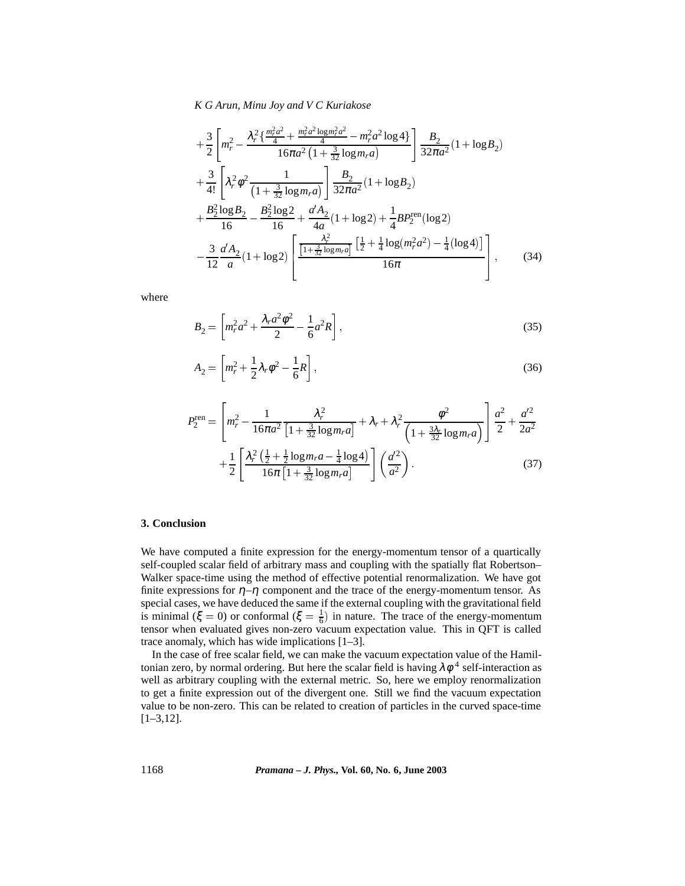$$
\begin{aligned}
&+\frac{3}{2}\left[m_r^2 - \frac{\lambda_r^2\{\frac{m_r^2a^2}{4}+\frac{m_r^2a^2\log m_r^2a^2}{4}-m_r^2a^2\log 4\}}{16\pi a^2\left(1+\frac{3}{32}\log m_r a\right)}\right]\frac{B_2}{32\pi a^2}(1+\log B_2)\\
&+\frac{3}{4!}\left[\lambda_r^2\phi^2\frac{1}{\left(1+\frac{3}{32}\log m_r a\right)}\right]\frac{B_2}{32\pi a^2}(1+\log B_2)\\
&+\frac{B_2^2\log B_2}{16}-\frac{B_2^2\log 2}{16}+\frac{a'A_2}{4a}(1+\log 2)+\frac{1}{4}BP_2^{\mathrm{ren}}(\log 2)\\
&-\frac{3}{12}\frac{a'A_2}{a}(1+\log 2)\left[\frac{\frac{\lambda_r^2}{\left[1+\frac{3}{32}\log m_r a\right]}\left[\frac{1}{2}+\frac{1}{4}\log(m_r^2a^2)-\frac{1}{4}(\log 4)\right]}{16\pi}\right],
\end{aligned}
\tag{34}
$$

where

$$
B_2 = \left[m_r^2a^2 + \frac{\lambda_r a^2\phi^2}{2} - \frac{1}{6}a^2R\right],
\tag{35}
$$

$$
A_2 = \left[m_r^2 + \frac{1}{2}\lambda_r\phi^2 - \frac{1}{6}R\right],
\tag{36}
$$

$$
\begin{aligned}
P_2^{\mathrm{ren}} = &\left[m_r^2 - \frac{1}{16\pi a^2}\frac{\lambda_r^2}{\left[1+\frac{3}{32}\log m_r a\right]} + \lambda_r + \lambda_r^2\frac{\phi^2}{\left(1+\frac{3\lambda_r}{32}\log m_r a\right)}\right]\frac{a^2}{2}+\frac{a'^2}{2a^2}\\
&+\frac{1}{2}\left[\frac{\lambda_r^2\left(\frac{1}{2}+\frac{1}{2}\log m_r a-\frac{1}{4}\log 4\right)}{16\pi\left[1+\frac{3}{32}\log m_r a\right]}\right]\left(\frac{a'^2}{a^2}\right).
\end{aligned}
\tag{37}
$$

## 3. Conclusion

We have computed a finite expression for the energy-momentum tensor of a quartically self-coupled scalar field of arbitrary mass and coupling with the spatially flat Robertson–Walker space-time using the method of effective potential renormalization. We have got finite expressions for $\eta$–$\eta$ component and the trace of the energy-momentum tensor. As special cases, we have deduced the same if the external coupling with the gravitational field is minimal ($\xi = 0$) or conformal ($\xi = \frac{1}{6}$) in nature. The trace of the energy-momentum tensor when evaluated gives non-zero vacuum expectation value. This in QFT is called trace anomaly, which has wide implications [1–3].

In the case of free scalar field, we can make the vacuum expectation value of the Hamiltonian zero, by normal ordering. But here the scalar field is having $\lambda\phi^4$ self-interaction as well as arbitrary coupling with the external metric. So, here we employ renormalization to get a finite expression out of the divergent one. Still we find the vacuum expectation value to be non-zero. This can be related to creation of particles in the curved space-time [1–3,12].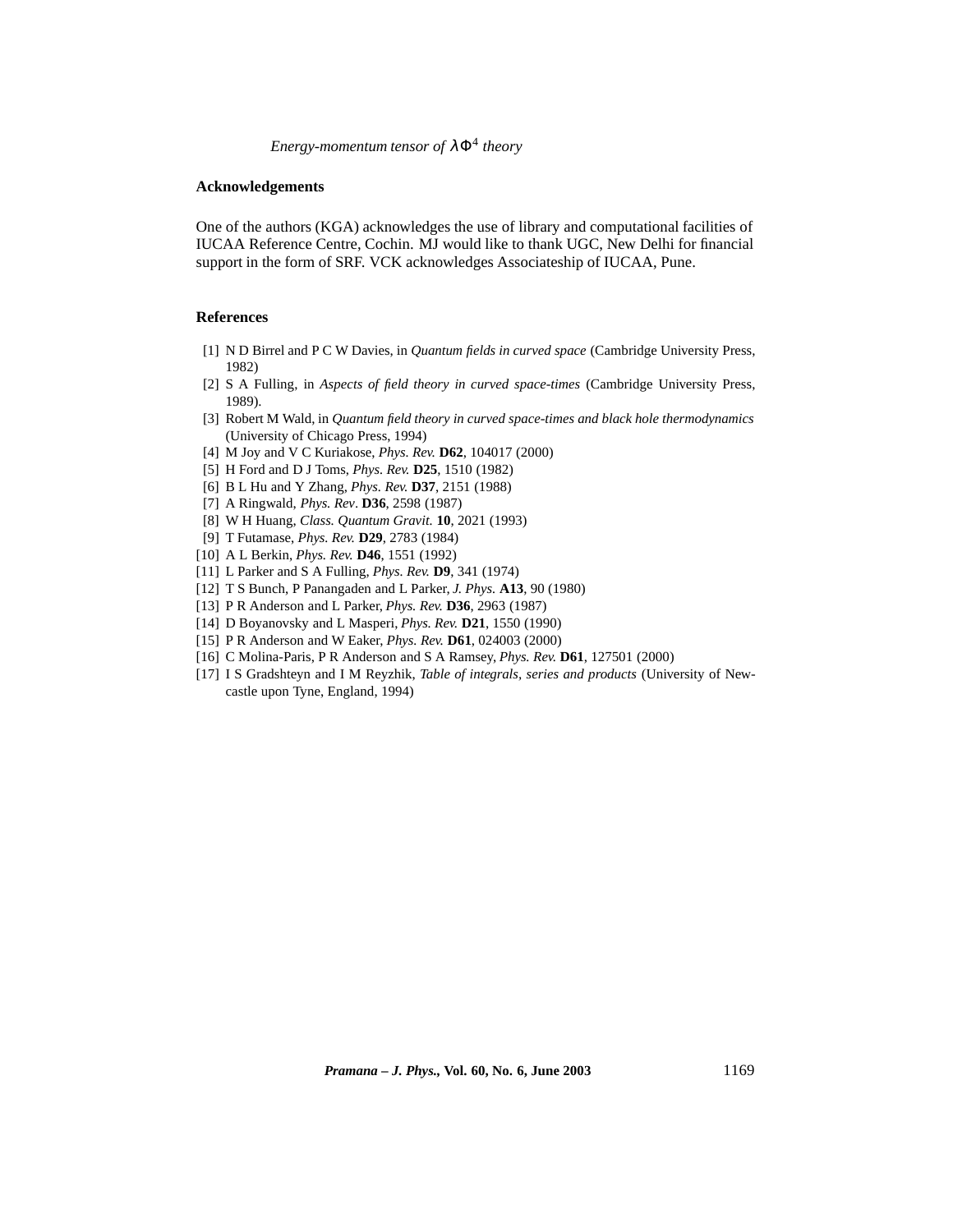## Acknowledgements

One of the authors (KGA) acknowledges the use of library and computational facilities of IUCAA Reference Centre, Cochin. MJ would like to thank UGC, New Delhi for financial support in the form of SRF. VCK acknowledges Associateship of IUCAA, Pune.

## References

[1] N D Birrel and P C W Davies, in *Quantum fields in curved space* (Cambridge University Press, 1982)

[2] S A Fulling, in *Aspects of field theory in curved space-times* (Cambridge University Press, 1989).

[3] Robert M Wald, in *Quantum field theory in curved space-times and black hole thermodynamics* (University of Chicago Press, 1994)

[4] M Joy and V C Kuriakose, *Phys. Rev.* **D62**, 104017 (2000)

[5] H Ford and D J Toms, *Phys. Rev.* **D25**, 1510 (1982)

[6] B L Hu and Y Zhang, *Phys. Rev.* **D37**, 2151 (1988)

[7] A Ringwald, *Phys. Rev*. **D36**, 2598 (1987)

[8] W H Huang, *Class. Quantum Gravit.* **10**, 2021 (1993)

[9] T Futamase, *Phys. Rev.* **D29**, 2783 (1984)

[10] A L Berkin, *Phys. Rev.* **D46**, 1551 (1992)

[11] L Parker and S A Fulling, *Phys. Rev.* **D9**, 341 (1974)

[12] T S Bunch, P Panangaden and L Parker, *J. Phys.* **A13**, 90 (1980)

[13] P R Anderson and L Parker, *Phys. Rev.* **D36**, 2963 (1987)

[14] D Boyanovsky and L Masperi, *Phys. Rev.* **D21**, 1550 (1990)

[15] P R Anderson and W Eaker, *Phys. Rev.* **D61**, 024003 (2000)

[16] C Molina-Paris, P R Anderson and S A Ramsey, *Phys. Rev.* **D61**, 127501 (2000)

[17] I S Gradshteyn and I M Reyzhik, *Table of integrals, series and products* (University of Newcastle upon Tyne, England, 1994)